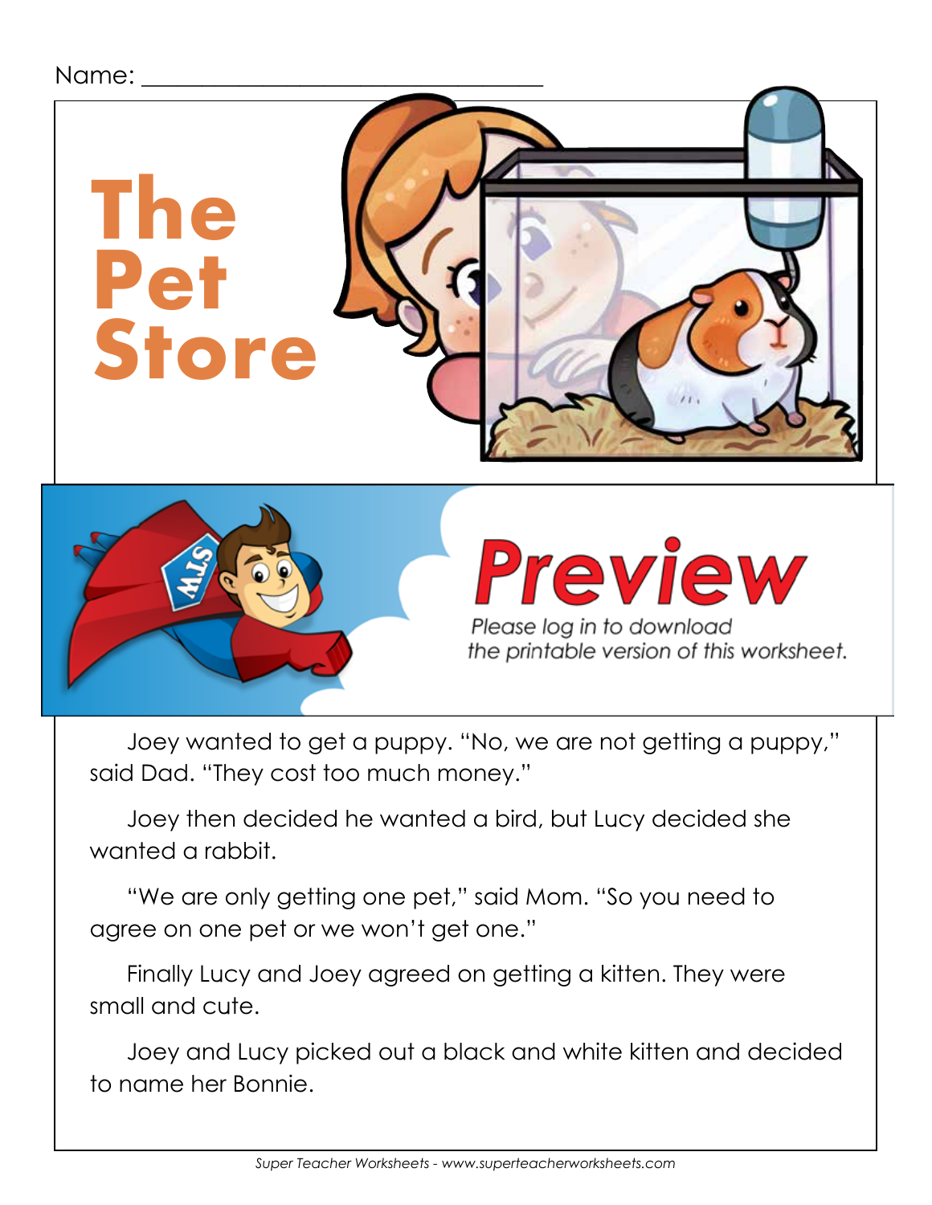Name: ______________________________

# The Pet Store

**Preview**

*Please log in to download the printable version of this worksheet.*

Joey wanted to get a puppy. "No, we are not getting a puppy," said Dad. "They cost too much money."

Joey then decided he wanted a bird, but Lucy decided she wanted a rabbit.

"We are only getting one pet," said Mom. "So you need to agree on one pet or we won't get one."

Finally Lucy and Joey agreed on getting a kitten. They were small and cute.

Joey and Lucy picked out a black and white kitten and decided to name her Bonnie.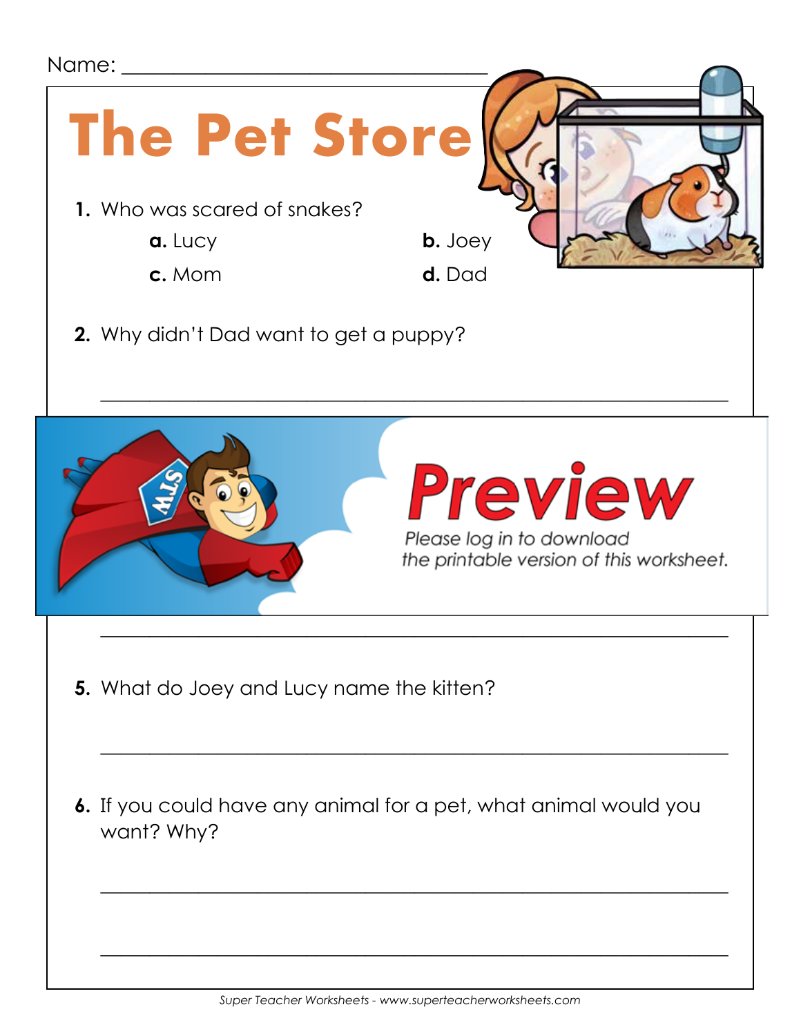Name: ___________________________________

# The Pet Store

1. Who was scared of snakes?

   **a.** Lucy　　　　**b.** Joey

   **c.** Mom　　　　**d.** Dad

2. Why didn't Dad want to get a puppy?

   ___________________________________________________________

**Preview**

*Please log in to download the printable version of this worksheet.*

___________________________________________________________

5. What do Joey and Lucy name the kitten?

   ___________________________________________________________

6. If you could have any animal for a pet, what animal would you want? Why?

   ___________________________________________________________

   ___________________________________________________________

*Super Teacher Worksheets - www.superteacherworksheets.com*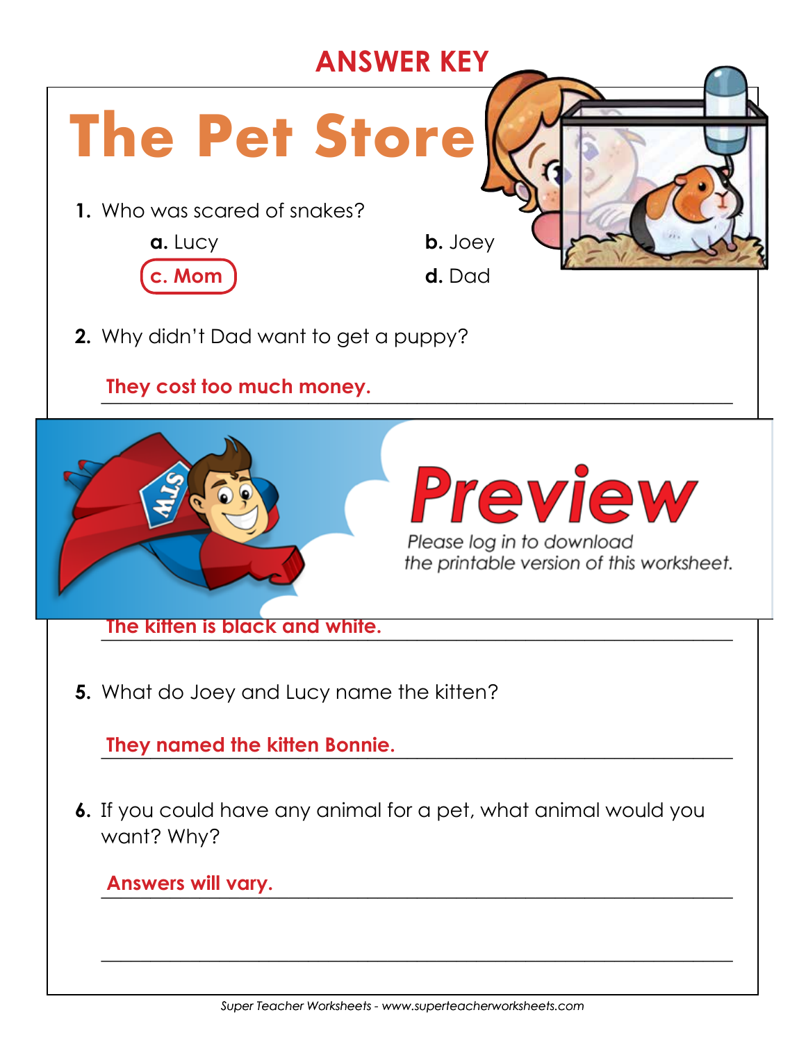ANSWER KEY

# The Pet Store

1. Who was scared of snakes?

   a. Lucy
   b. Joey
   **c. Mom**
   d. Dad

2. Why didn't Dad want to get a puppy?

   **They cost too much money.**

**Preview**

Please log in to download the printable version of this worksheet.

**The kitten is black and white.**

5. What do Joey and Lucy name the kitten?

   **They named the kitten Bonnie.**

6. If you could have any animal for a pet, what animal would you want? Why?

   **Answers will vary.**